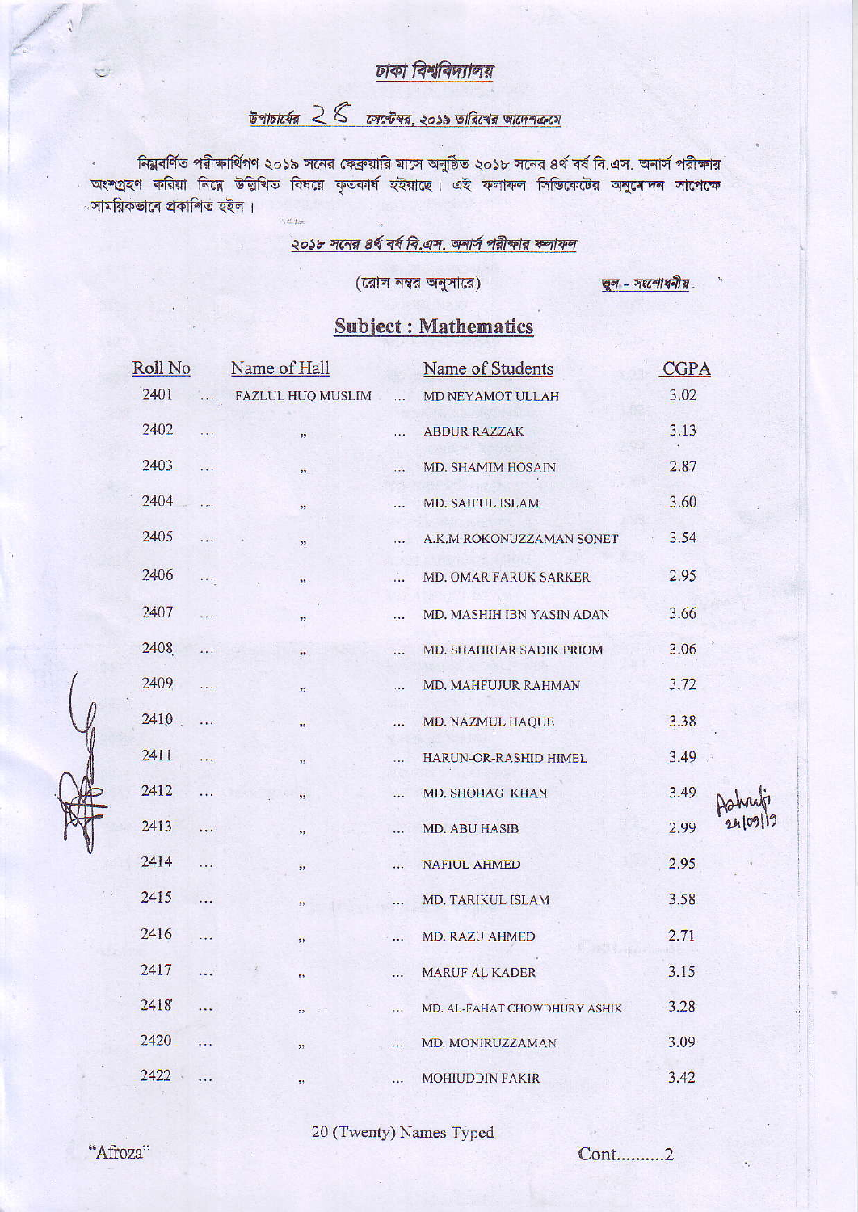# ঢাকা বিশ্ববিদ্যালয়

উপাচার্যের ২৮ সেপ্টেম্বর, ২০১৯ তারিখের আদেশক্রমে

নিম্নবর্ণিত পরীক্ষার্থিগণ ২০১৯ সনের ফেব্রুয়ারি মাসে অনুষ্ঠিত ২০১৮ সনের ৪র্থ বর্ষ বি.এস. অনার্স পরীক্ষায় অংশগ্রহণ করিয়া নিম্নে উল্লিখিত বিষয়ে কৃতকার্য হইয়াছে। এই ফলাফল সিন্ডিকেটের অনুমোদন সাপেক্ষে সাময়িকভাবে প্রকাশিত হইল।

## ২০১৮ সনের ৪র্থ বর্ষ বি.এস. অনার্স পরীক্ষার ফলাফল

(রোল নম্বর অনুসারে) ভুল - সংশোধনীয়

## Subject : Mathematics

| Roll No | Name of Hall | Name of Students | CGPA |
|---|---|---|---|
| 2401 | FAZLUL HUQ MUSLIM | MD NEYAMOT ULLAH | 3.02 |
| 2402 | " | ABDUR RAZZAK | 3.13 |
| 2403 | " | MD. SHAMIM HOSAIN | 2.87 |
| 2404 | " | MD. SAIFUL ISLAM | 3.60 |
| 2405 | " | A.K.M ROKONUZZAMAN SONET | 3.54 |
| 2406 | " | MD. OMAR FARUK SARKER | 2.95 |
| 2407 | " | MD. MASHIH IBN YASIN ADAN | 3.66 |
| 2408 | " | MD. SHAHRIAR SADIK PRIOM | 3.06 |
| 2409 | " | MD. MAHFUJUR RAHMAN | 3.72 |
| 2410 | " | MD. NAZMUL HAQUE | 3.38 |
| 2411 | " | HARUN-OR-RASHID HIMEL | 3.49 |
| 2412 | " | MD. SHOHAG KHAN | 3.49 |
| 2413 | " | MD. ABU HASIB | 2.99 |
| 2414 | " | NAFIUL AHMED | 2.95 |
| 2415 | " | MD. TARIKUL ISLAM | 3.58 |
| 2416 | " | MD. RAZU AHMED | 2.71 |
| 2417 | " | MARUF AL KADER | 3.15 |
| 2418 | " | MD. AL-FAHAT CHOWDHURY ASHIK | 3.28 |
| 2420 | " | MD. MONIRUZZAMAN | 3.09 |
| 2422 | " | MOHIUDDIN FAKIR | 3.42 |

20 (Twenty) Names Typed

"Afroza"

Cont..........2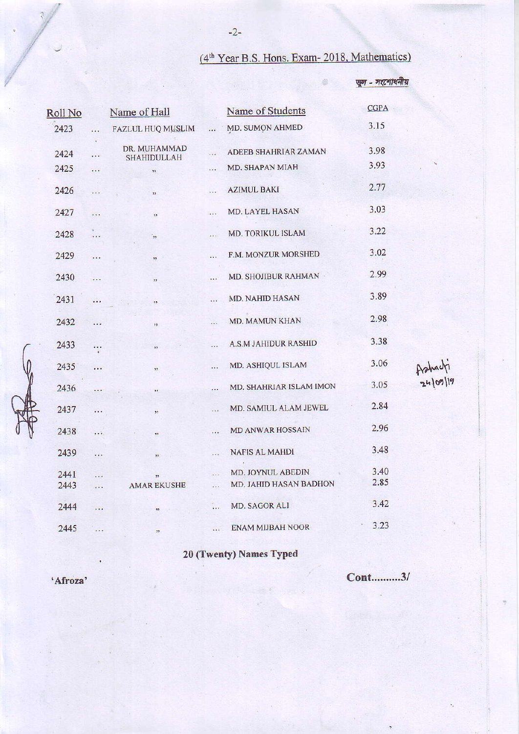(4th Year B.S. Hons. Exam- 2018, Mathematics)

ভুল - সংশোধনীয়

| Roll No | | Name of Hall | | Name of Students | CGPA |
|---|---|---|---|---|---|
| 2423 | ... | FAZLUL HUQ MUSLIM | ... | MD. SUMON AHMED | 3.15 |
| 2424 | ... | DR. MUHAMMAD SHAHIDULLAH | ... | ADEEB SHAHRIAR ZAMAN | 3.98 |
| 2425 | ... | " | ... | MD. SHAPAN MIAH | 3.93 |
| 2426 | ... | " | ... | AZIMUL BAKI | 2.77 |
| 2427 | ... | " | ... | MD. LAYEL HASAN | 3.03 |
| 2428 | ... | " | ... | MD. TORIKUL ISLAM | 3.22 |
| 2429 | ... | " | ... | F.M. MONZUR MORSHED | 3.02 |
| 2430 | ... | " | ... | MD. SHOJIBUR RAHMAN | 2.99 |
| 2431 | ... | " | ... | MD. NAHID HASAN | 3.89 |
| 2432 | ... | " | ... | MD. MAMUN KHAN | 2.98 |
| 2433 | ... | " | ... | A.S.M JAHIDUR RASHID | 3.38 |
| 2435 | ... | " | ... | MD. ASHIQUL ISLAM | 3.06 |
| 2436 | ... | " | ... | MD. SHAHRIAR ISLAM IMON | 3.05 |
| 2437 | ... | " | ... | MD. SAMIUL ALAM JEWEL | 2.84 |
| 2438 | ... | " | ... | MD ANWAR HOSSAIN | 2.96 |
| 2439 | ... | " | ... | NAFIS AL MAHDI | 3.48 |
| 2441 | ... | " | ... | MD. JOYNUL ABEDIN | 3.40 |
| 2443 | ... | AMAR EKUSHE | ... | MD. JAHID HASAN BADHON | 2.85 |
| 2444 | ... | " | ... | MD. SAGOR ALI | 3.42 |
| 2445 | ... | " | ... | ENAM MIJBAH NOOR | 3.23 |

Ashmoti 24/09/19

**20 (Twenty) Names Typed**

**'Afroza'**

**Cont..........3/**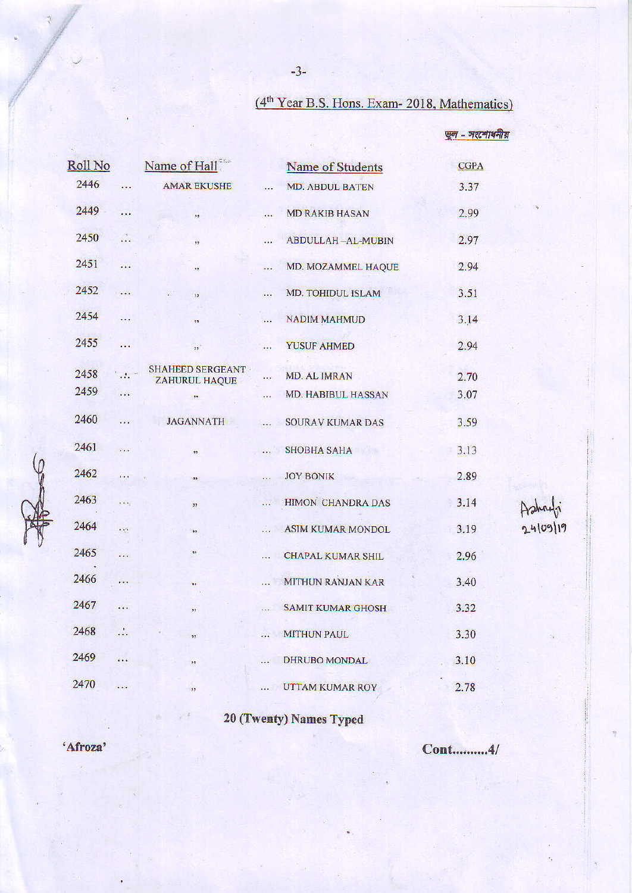(4th Year B.S. Hons. Exam- 2018, Mathematics)

ভুল - সংশোধনীয়

| Roll No | | Name of Hall | | Name of Students | CGPA |
|---|---|---|---|---|---|
| 2446 | ... | AMAR EKUSHE | ... | MD. ABDUL BATEN | 3.37 |
| 2449 | ... | " | ... | MD RAKIB HASAN | 2.99 |
| 2450 | ... | " | ... | ABDULLAH -AL-MUBIN | 2.97 |
| 2451 | ... | " | ... | MD. MOZAMMEL HAQUE | 2.94 |
| 2452 | ... | " | ... | MD. TOHIDUL ISLAM | 3.51 |
| 2454 | ... | " | ... | NADIM MAHMUD | 3.14 |
| 2455 | ... | " | ... | YUSUF AHMED | 2.94 |
| 2458 | ... | SHAHEED SERGEANT ZAHURUL HAQUE | ... | MD. AL IMRAN | 2.70 |
| 2459 | ... | " | ... | MD. HABIBUL HASSAN | 3.07 |
| 2460 | ... | JAGANNATH | ... | SOURAV KUMAR DAS | 3.59 |
| 2461 | ... | " | ... | SHOBHA SAHA | 3.13 |
| 2462 | ... | " | ... | JOY BONIK | 2.89 |
| 2463 | ... | " | ... | HIMON CHANDRA DAS | 3.14 |
| 2464 | ... | " | ... | ASIM KUMAR MONDOL | 3.19 |
| 2465 | ... | " | ... | CHAPAL KUMAR SHIL | 2.96 |
| 2466 | ... | " | ... | MITHUN RANJAN KAR | 3.40 |
| 2467 | ... | " | ... | SAMIT KUMAR GHOSH | 3.32 |
| 2468 | ... | " | ... | MITHUN PAUL | 3.30 |
| 2469 | ... | " | ... | DHRUBO MONDAL | 3.10 |
| 2470 | ... | " | ... | UTTAM KUMAR ROY | 2.78 |

Ashrafi 24/09/19

**20 (Twenty) Names Typed**

'Afroza'

**Cont..........4/**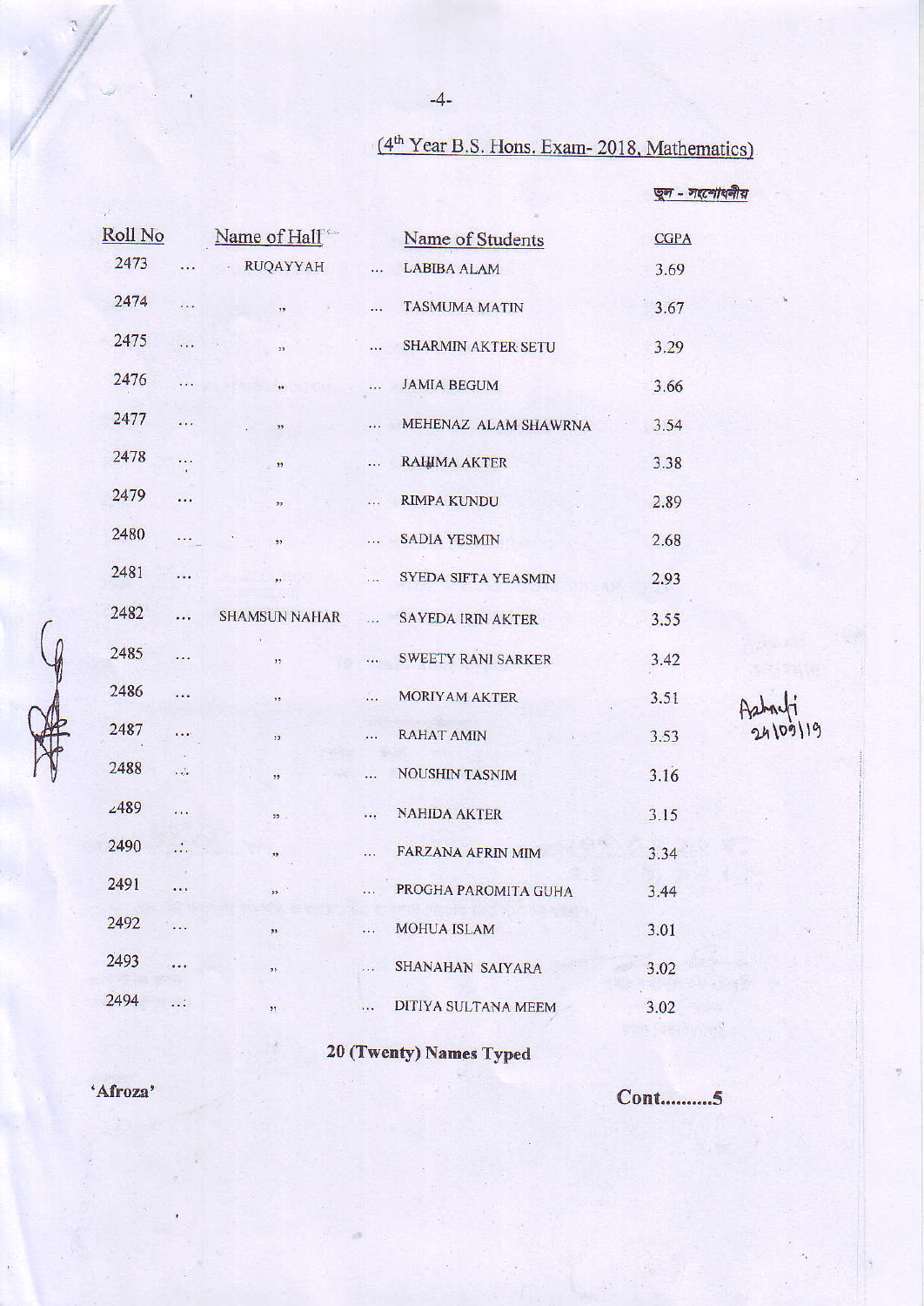## (4th Year B.S. Hons. Exam- 2018, Mathematics)

ভুল - সংশোধনীয়

| Roll No | | Name of Hall | | Name of Students | CGPA |
|---|---|---|---|---|---|
| 2473 | ... | RUQAYYAH | ... | LABIBA ALAM | 3.69 |
| 2474 | ... | " | ... | TASMUMA MATIN | 3.67 |
| 2475 | ... | " | ... | SHARMIN AKTER SETU | 3.29 |
| 2476 | ... | " | ... | JAMIA BEGUM | 3.66 |
| 2477 | ... | " | ... | MEHENAZ ALAM SHAWRNA | 3.54 |
| 2478 | ... | " | ... | RAHIMA AKTER | 3.38 |
| 2479 | ... | " | ... | RIMPA KUNDU | 2.89 |
| 2480 | ... | " | ... | SADIA YESMIN | 2.68 |
| 2481 | ... | " | ... | SYEDA SIFTA YEASMIN | 2.93 |
| 2482 | ... | SHAMSUN NAHAR | ... | SAYEDA IRIN AKTER | 3.55 |
| 2485 | ... | " | ... | SWEETY RANI SARKER | 3.42 |
| 2486 | ... | " | ... | MORIYAM AKTER | 3.51 |
| 2487 | ... | " | ... | RAHAT AMIN | 3.53 |
| 2488 | ... | " | ... | NOUSHIN TASNIM | 3.16 |
| 2489 | ... | " | ... | NAHIDA AKTER | 3.15 |
| 2490 | ... | " | ... | FARZANA AFRIN MIM | 3.34 |
| 2491 | ... | " | ... | PROGHA PAROMITA GUHA | 3.44 |
| 2492 | ... | " | ... | MOHUA ISLAM | 3.01 |
| 2493 | ... | " | ... | SHANAHAN SAIYARA | 3.02 |
| 2494 | ... | " | ... | DITIYA SULTANA MEEM | 3.02 |

Ashruti
24/07/19

**20 (Twenty) Names Typed**

**'Afroza'**

**Cont..........5**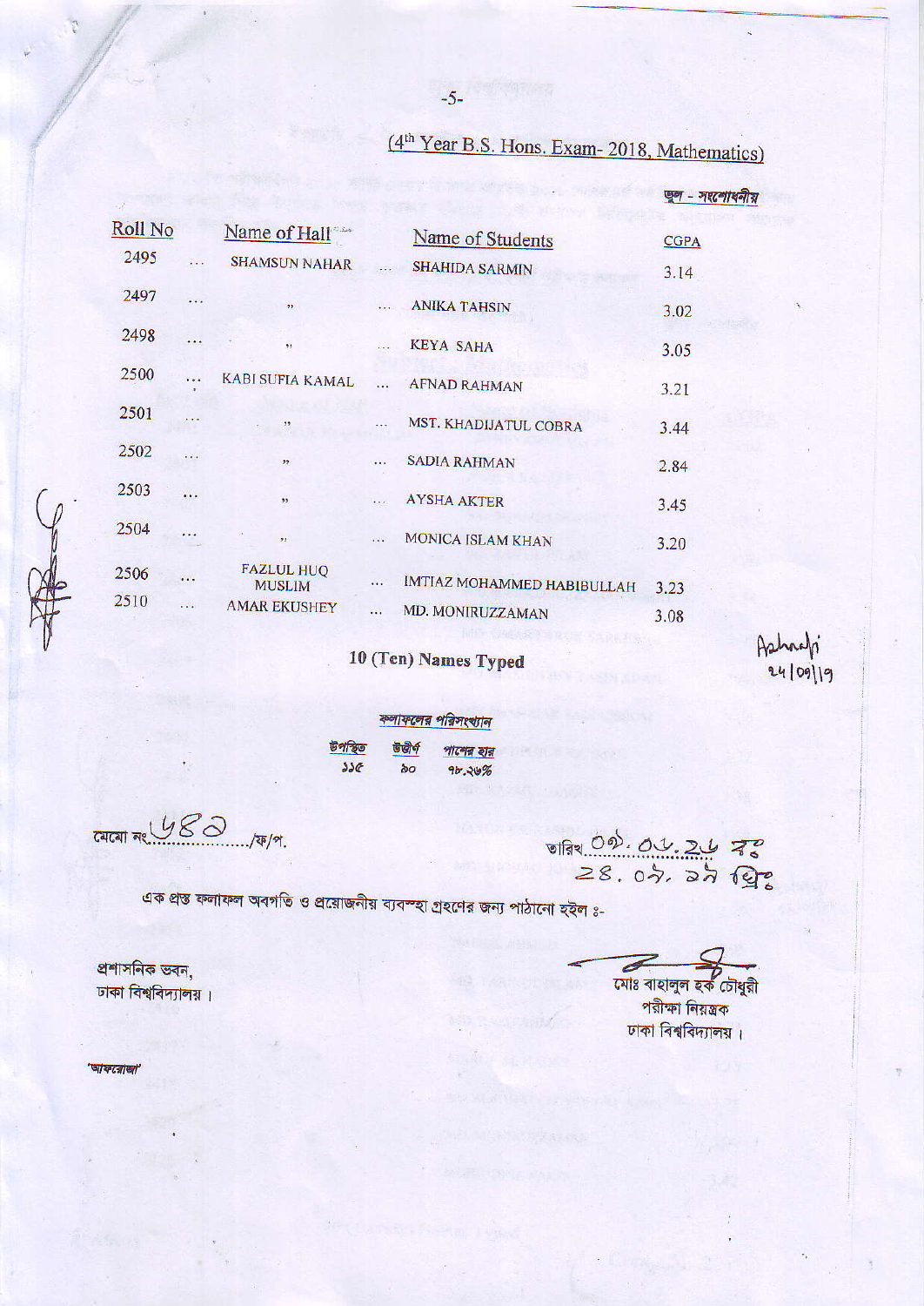(4th Year B.S. Hons. Exam- 2018, Mathematics)

ভুল - সংশোধনীয়

| Roll No | | Name of Hall | | Name of Students | CGPA |
|---|---|---|---|---|---|
| 2495 | ... | SHAMSUN NAHAR | ... | SHAHIDA SARMIN | 3.14 |
| 2497 | ... | " | ... | ANIKA TAHSIN | 3.02 |
| 2498 | ... | " | ... | KEYA SAHA | 3.05 |
| 2500 | ... | KABI SUFIA KAMAL | ... | AFNAD RAHMAN | 3.21 |
| 2501 | ... | " | ... | MST. KHADIJATUL COBRA | 3.44 |
| 2502 | ... | " | ... | SADIA RAHMAN | 2.84 |
| 2503 | ... | " | ... | AYSHA AKTER | 3.45 |
| 2504 | ... | " | ... | MONICA ISLAM KHAN | 3.20 |
| 2506 | ... | FAZLUL HUQ MUSLIM | ... | IMTIAZ MOHAMMED HABIBULLAH | 3.23 |
| 2510 | ... | AMAR EKUSHEY | ... | MD. MONIRUZZAMAN | 3.08 |

**10 (Ten) Names Typed**

Ashrafi
24/07/19

ফলাফলের পরিসংখ্যান

| উপস্থিত | উত্তীর্ণ | পাশের হার |
|---|---|---|
| ১১৫ | ৯০ | ৭৮.২৬% |

মেমো নং ৬৪২ /ফ/প.

তারিখ ০৯.০৬.২৬ বঃ
২৪.০৭.১৯ খ্রিঃ

এক প্রস্ত ফলাফল অবগতি ও প্রয়োজনীয় ব্যবস্থা গ্রহণের জন্য পাঠানো হইল ঃ-

প্রশাসনিক ভবন,
ঢাকা বিশ্ববিদ্যালয়।

মোঃ বাহালুল হক চৌধুরী
পরীক্ষা নিয়ন্ত্রক
ঢাকা বিশ্ববিদ্যালয়।

'আফরোজা'